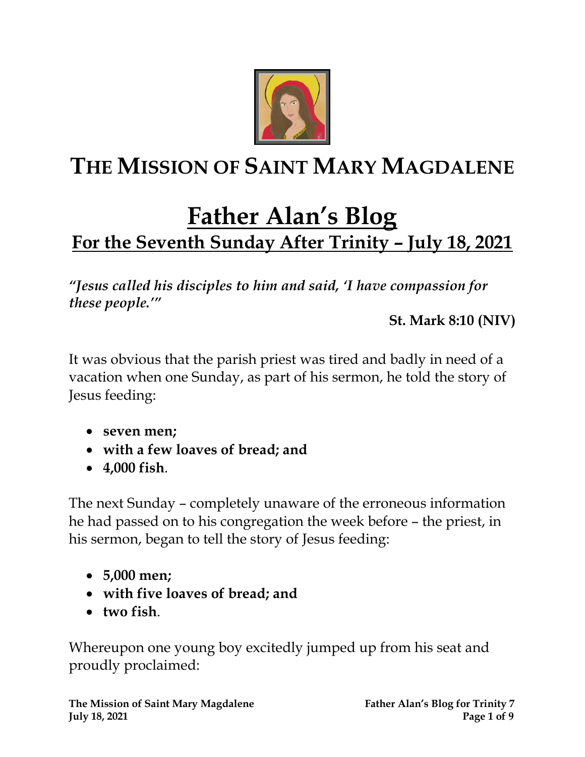# THE MISSION OF SAINT MARY MAGDALENE

# Father Alan's Blog

## For the Seventh Sunday After Trinity – July 18, 2021

*"Jesus called his disciples to him and said, 'I have compassion for these people.'"*

**St. Mark 8:10 (NIV)**

It was obvious that the parish priest was tired and badly in need of a vacation when one Sunday, as part of his sermon, he told the story of Jesus feeding:

- **seven men;**
- **with a few loaves of bread; and**
- **4,000 fish**.

The next Sunday – completely unaware of the erroneous information he had passed on to his congregation the week before – the priest, in his sermon, began to tell the story of Jesus feeding:

- **5,000 men;**
- **with five loaves of bread; and**
- **two fish**.

Whereupon one young boy excitedly jumped up from his seat and proudly proclaimed: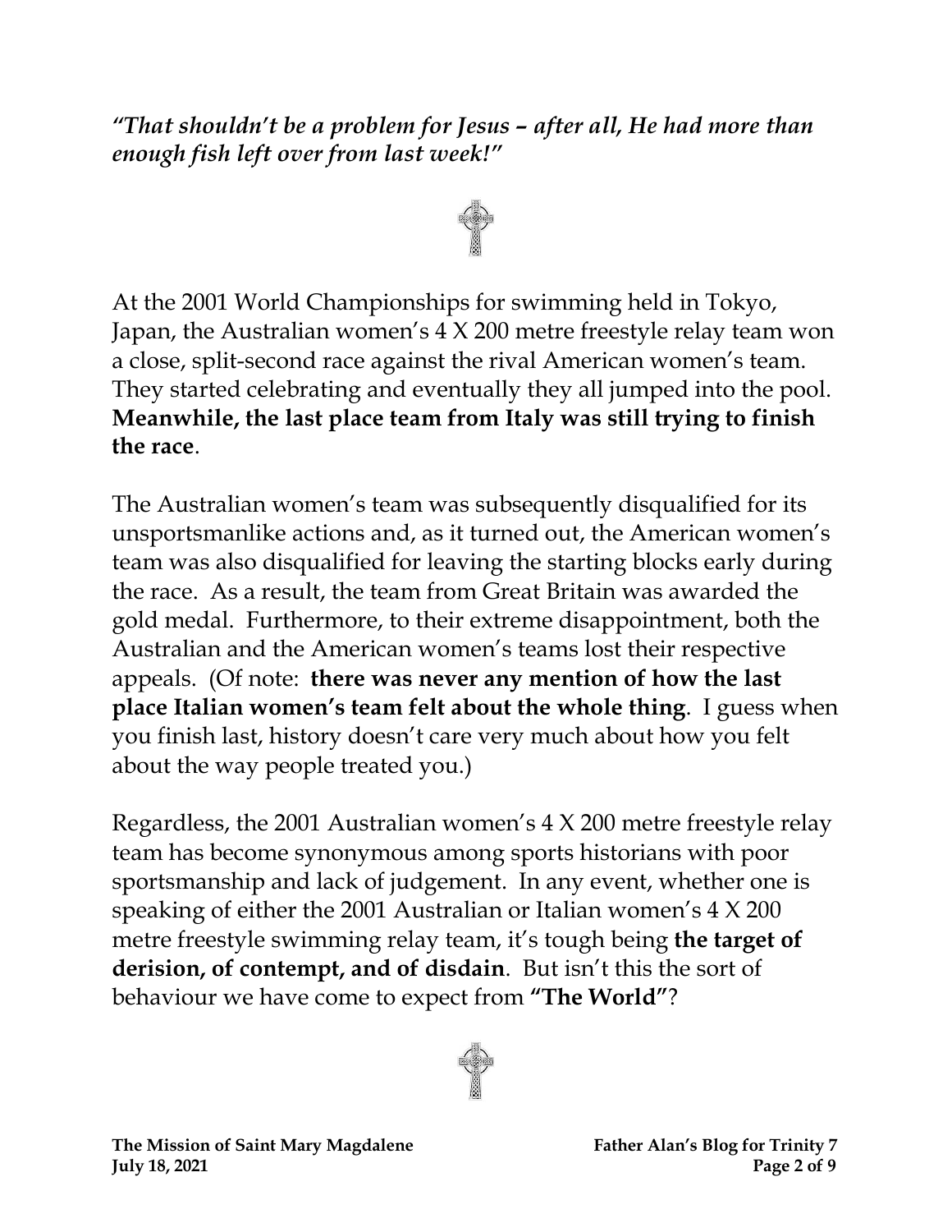***"That shouldn't be a problem for Jesus – after all, He had more than enough fish left over from last week!"***

At the 2001 World Championships for swimming held in Tokyo, Japan, the Australian women's 4 X 200 metre freestyle relay team won a close, split-second race against the rival American women's team. They started celebrating and eventually they all jumped into the pool. **Meanwhile, the last place team from Italy was still trying to finish the race**.

The Australian women's team was subsequently disqualified for its unsportsmanlike actions and, as it turned out, the American women's team was also disqualified for leaving the starting blocks early during the race. As a result, the team from Great Britain was awarded the gold medal. Furthermore, to their extreme disappointment, both the Australian and the American women's teams lost their respective appeals. (Of note: **there was never any mention of how the last place Italian women's team felt about the whole thing**. I guess when you finish last, history doesn't care very much about how you felt about the way people treated you.)

Regardless, the 2001 Australian women's 4 X 200 metre freestyle relay team has become synonymous among sports historians with poor sportsmanship and lack of judgement. In any event, whether one is speaking of either the 2001 Australian or Italian women's 4 X 200 metre freestyle swimming relay team, it's tough being **the target of derision, of contempt, and of disdain**. But isn't this the sort of behaviour we have come to expect from **"The World"**?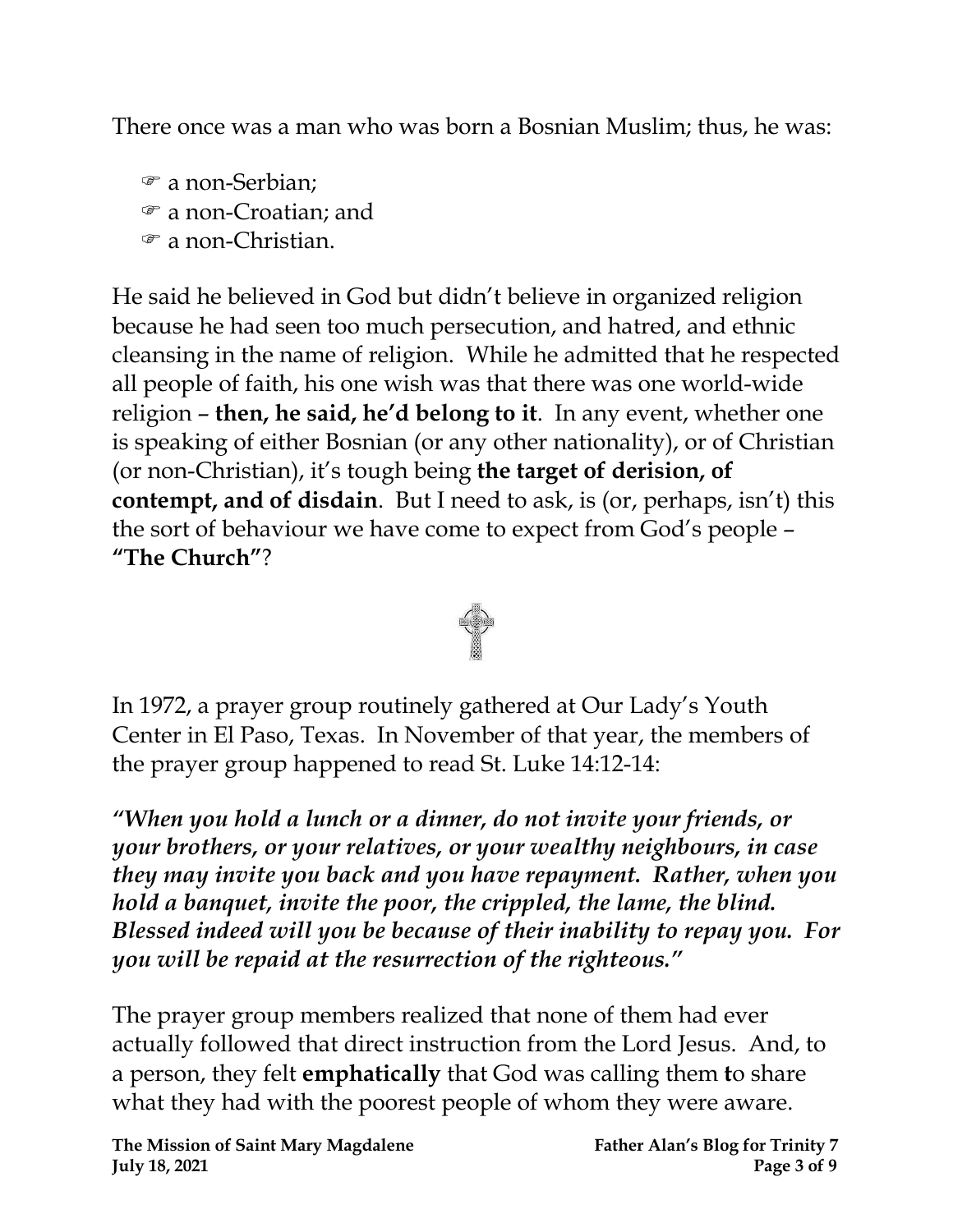There once was a man who was born a Bosnian Muslim; thus, he was:

- ☞ a non-Serbian;
- ☞ a non-Croatian; and
- ☞ a non-Christian.

He said he believed in God but didn't believe in organized religion because he had seen too much persecution, and hatred, and ethnic cleansing in the name of religion. While he admitted that he respected all people of faith, his one wish was that there was one world-wide religion – **then, he said, he'd belong to it**. In any event, whether one is speaking of either Bosnian (or any other nationality), or of Christian (or non-Christian), it's tough being **the target of derision, of contempt, and of disdain**. But I need to ask, is (or, perhaps, isn't) this the sort of behaviour we have come to expect from God's people – **"The Church"**?

In 1972, a prayer group routinely gathered at Our Lady's Youth Center in El Paso, Texas. In November of that year, the members of the prayer group happened to read St. Luke 14:12-14:

***"When you hold a lunch or a dinner, do not invite your friends, or your brothers, or your relatives, or your wealthy neighbours, in case they may invite you back and you have repayment. Rather, when you hold a banquet, invite the poor, the crippled, the lame, the blind. Blessed indeed will you be because of their inability to repay you. For you will be repaid at the resurrection of the righteous."***

The prayer group members realized that none of them had ever actually followed that direct instruction from the Lord Jesus. And, to a person, they felt **emphatically** that God was calling them to share what they had with the poorest people of whom they were aware.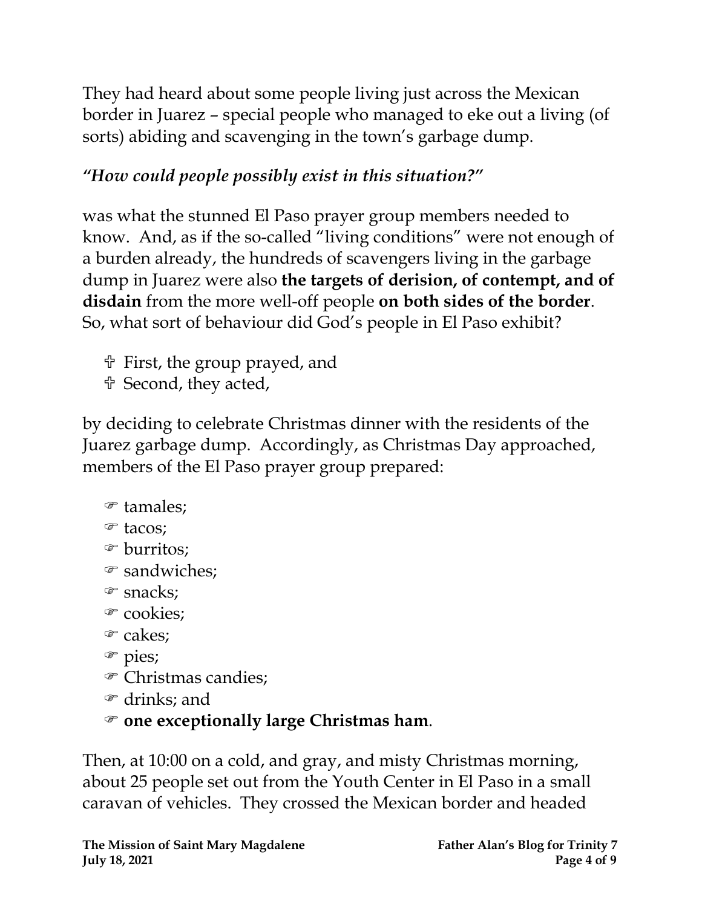They had heard about some people living just across the Mexican border in Juarez – special people who managed to eke out a living (of sorts) abiding and scavenging in the town's garbage dump.

***"How could people possibly exist in this situation?"***

was what the stunned El Paso prayer group members needed to know. And, as if the so-called "living conditions" were not enough of a burden already, the hundreds of scavengers living in the garbage dump in Juarez were also **the targets of derision, of contempt, and of disdain** from the more well-off people **on both sides of the border**. So, what sort of behaviour did God's people in El Paso exhibit?

- ✞ First, the group prayed, and
- ✞ Second, they acted,

by deciding to celebrate Christmas dinner with the residents of the Juarez garbage dump. Accordingly, as Christmas Day approached, members of the El Paso prayer group prepared:

- ☞ tamales;
- ☞ tacos;
- ☞ burritos;
- ☞ sandwiches;
- ☞ snacks;
- ☞ cookies;
- ☞ cakes;
- ☞ pies;
- ☞ Christmas candies;
- ☞ drinks; and
- ☞ **one exceptionally large Christmas ham**.

Then, at 10:00 on a cold, and gray, and misty Christmas morning, about 25 people set out from the Youth Center in El Paso in a small caravan of vehicles. They crossed the Mexican border and headed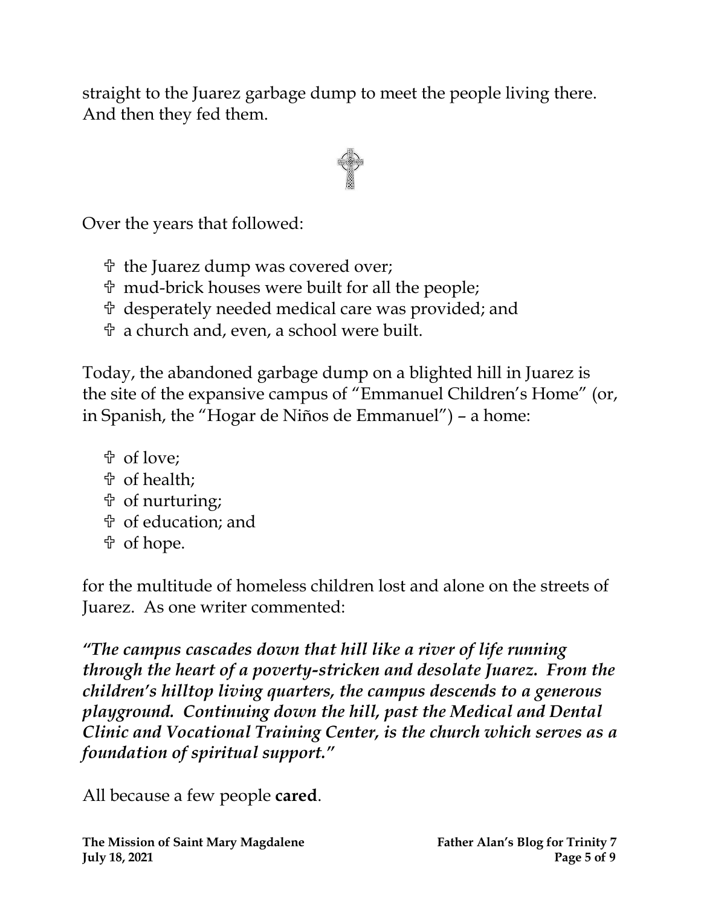straight to the Juarez garbage dump to meet the people living there. And then they fed them.

Over the years that followed:

- ☦ the Juarez dump was covered over;
- ☦ mud-brick houses were built for all the people;
- ☦ desperately needed medical care was provided; and
- ☦ a church and, even, a school were built.

Today, the abandoned garbage dump on a blighted hill in Juarez is the site of the expansive campus of "Emmanuel Children's Home" (or, in Spanish, the "Hogar de Niños de Emmanuel") – a home:

- ☦ of love;
- ☦ of health;
- ☦ of nurturing;
- ☦ of education; and
- ☦ of hope.

for the multitude of homeless children lost and alone on the streets of Juarez. As one writer commented:

***"The campus cascades down that hill like a river of life running through the heart of a poverty-stricken and desolate Juarez. From the children's hilltop living quarters, the campus descends to a generous playground. Continuing down the hill, past the Medical and Dental Clinic and Vocational Training Center, is the church which serves as a foundation of spiritual support."***

All because a few people **cared**.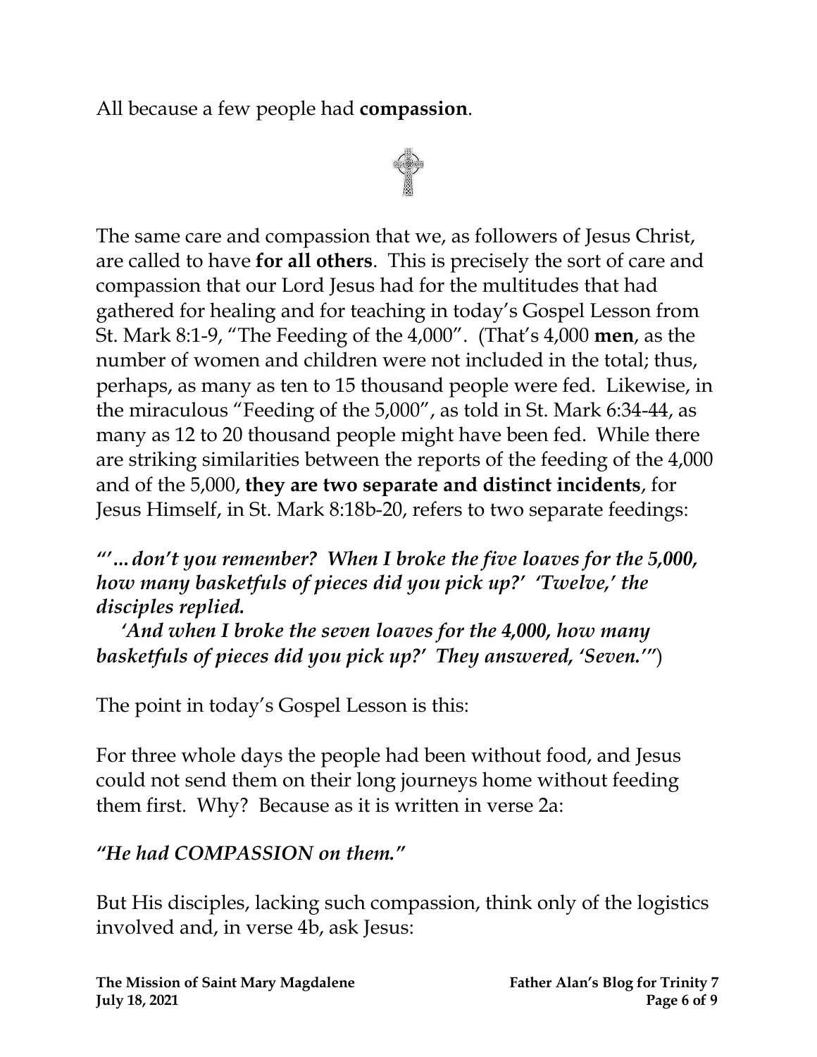All because a few people had **compassion**.

The same care and compassion that we, as followers of Jesus Christ, are called to have **for all others**. This is precisely the sort of care and compassion that our Lord Jesus had for the multitudes that had gathered for healing and for teaching in today's Gospel Lesson from St. Mark 8:1-9, "The Feeding of the 4,000". (That's 4,000 **men**, as the number of women and children were not included in the total; thus, perhaps, as many as ten to 15 thousand people were fed. Likewise, in the miraculous "Feeding of the 5,000", as told in St. Mark 6:34-44, as many as 12 to 20 thousand people might have been fed. While there are striking similarities between the reports of the feeding of the 4,000 and of the 5,000, **they are two separate and distinct incidents**, for Jesus Himself, in St. Mark 8:18b-20, refers to two separate feedings:

***"'... don't you remember? When I broke the five loaves for the 5,000, how many basketfuls of pieces did you pick up?' 'Twelve,' the disciples replied.***

***'And when I broke the seven loaves for the 4,000, how many basketfuls of pieces did you pick up?' They answered, 'Seven.'"***)

The point in today's Gospel Lesson is this:

For three whole days the people had been without food, and Jesus could not send them on their long journeys home without feeding them first. Why? Because as it is written in verse 2a:

***"He had COMPASSION on them."***

But His disciples, lacking such compassion, think only of the logistics involved and, in verse 4b, ask Jesus: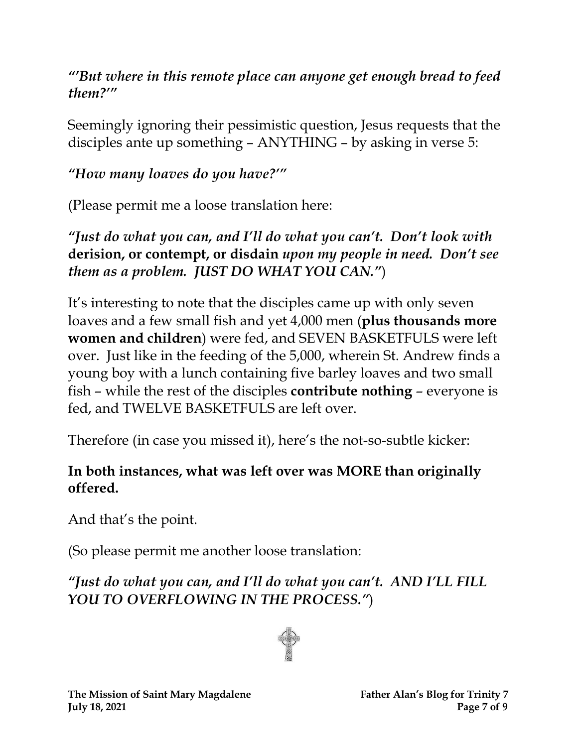*"'But where in this remote place can anyone get enough bread to feed them?'"*

Seemingly ignoring their pessimistic question, Jesus requests that the disciples ante up something – ANYTHING – by asking in verse 5:

*"How many loaves do you have?'"*

(Please permit me a loose translation here:

*"Just do what you can, and I'll do what you can't. Don't look with* **derision, or contempt, or disdain** *upon my people in need. Don't see them as a problem. JUST DO WHAT YOU CAN."*)

It's interesting to note that the disciples came up with only seven loaves and a few small fish and yet 4,000 men (**plus thousands more women and children**) were fed, and SEVEN BASKETFULS were left over. Just like in the feeding of the 5,000, wherein St. Andrew finds a young boy with a lunch containing five barley loaves and two small fish – while the rest of the disciples **contribute nothing** – everyone is fed, and TWELVE BASKETFULS are left over.

Therefore (in case you missed it), here's the not-so-subtle kicker:

**In both instances, what was left over was MORE than originally offered.**

And that's the point.

(So please permit me another loose translation:

*"Just do what you can, and I'll do what you can't. AND I'LL FILL YOU TO OVERFLOWING IN THE PROCESS."*)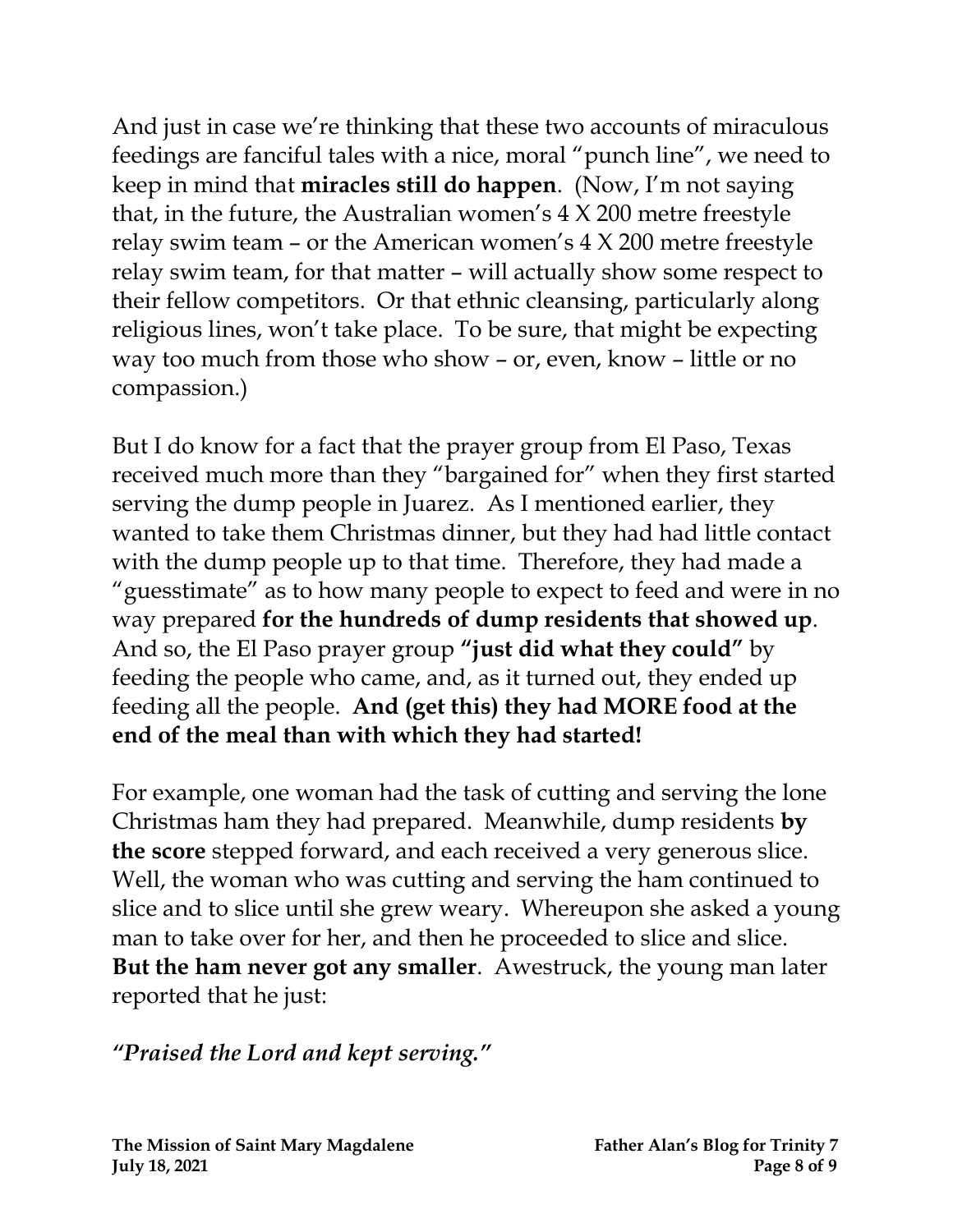And just in case we're thinking that these two accounts of miraculous feedings are fanciful tales with a nice, moral "punch line", we need to keep in mind that **miracles still do happen**. (Now, I'm not saying that, in the future, the Australian women's 4 X 200 metre freestyle relay swim team – or the American women's 4 X 200 metre freestyle relay swim team, for that matter – will actually show some respect to their fellow competitors. Or that ethnic cleansing, particularly along religious lines, won't take place. To be sure, that might be expecting way too much from those who show – or, even, know – little or no compassion.)

But I do know for a fact that the prayer group from El Paso, Texas received much more than they "bargained for" when they first started serving the dump people in Juarez. As I mentioned earlier, they wanted to take them Christmas dinner, but they had had little contact with the dump people up to that time. Therefore, they had made a "guesstimate" as to how many people to expect to feed and were in no way prepared **for the hundreds of dump residents that showed up**. And so, the El Paso prayer group **"just did what they could"** by feeding the people who came, and, as it turned out, they ended up feeding all the people. **And (get this) they had MORE food at the end of the meal than with which they had started!**

For example, one woman had the task of cutting and serving the lone Christmas ham they had prepared. Meanwhile, dump residents **by the score** stepped forward, and each received a very generous slice. Well, the woman who was cutting and serving the ham continued to slice and to slice until she grew weary. Whereupon she asked a young man to take over for her, and then he proceeded to slice and slice. **But the ham never got any smaller**. Awestruck, the young man later reported that he just:

***"Praised the Lord and kept serving."***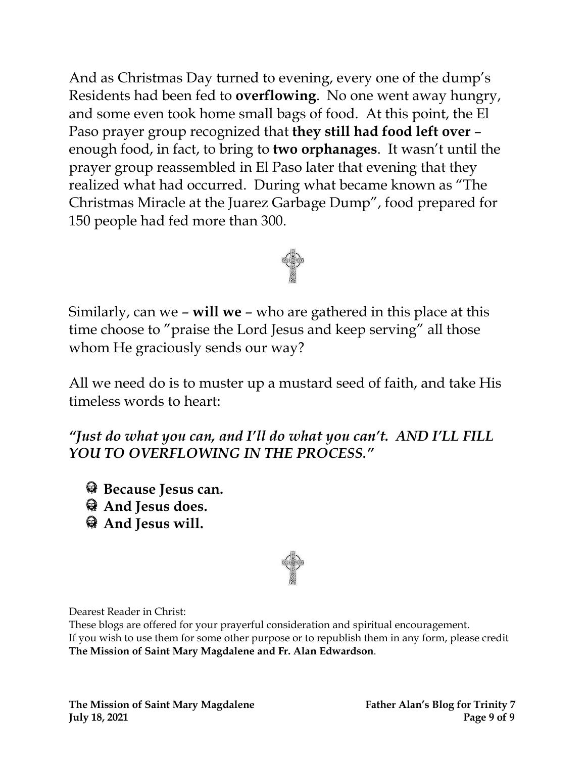And as Christmas Day turned to evening, every one of the dump's Residents had been fed to **overflowing**. No one went away hungry, and some even took home small bags of food. At this point, the El Paso prayer group recognized that **they still had food left over** – enough food, in fact, to bring to **two orphanages**. It wasn't until the prayer group reassembled in El Paso later that evening that they realized what had occurred. During what became known as "The Christmas Miracle at the Juarez Garbage Dump", food prepared for 150 people had fed more than 300.

Similarly, can we – **will we** – who are gathered in this place at this time choose to "praise the Lord Jesus and keep serving" all those whom He graciously sends our way?

All we need do is to muster up a mustard seed of faith, and take His timeless words to heart:

***"Just do what you can, and I'll do what you can't. AND I'LL FILL YOU TO OVERFLOWING IN THE PROCESS."***

- **Because Jesus can.**
- **And Jesus does.**
- **And Jesus will.**

Dearest Reader in Christ:
These blogs are offered for your prayerful consideration and spiritual encouragement.
If you wish to use them for some other purpose or to republish them in any form, please credit **The Mission of Saint Mary Magdalene and Fr. Alan Edwardson**.